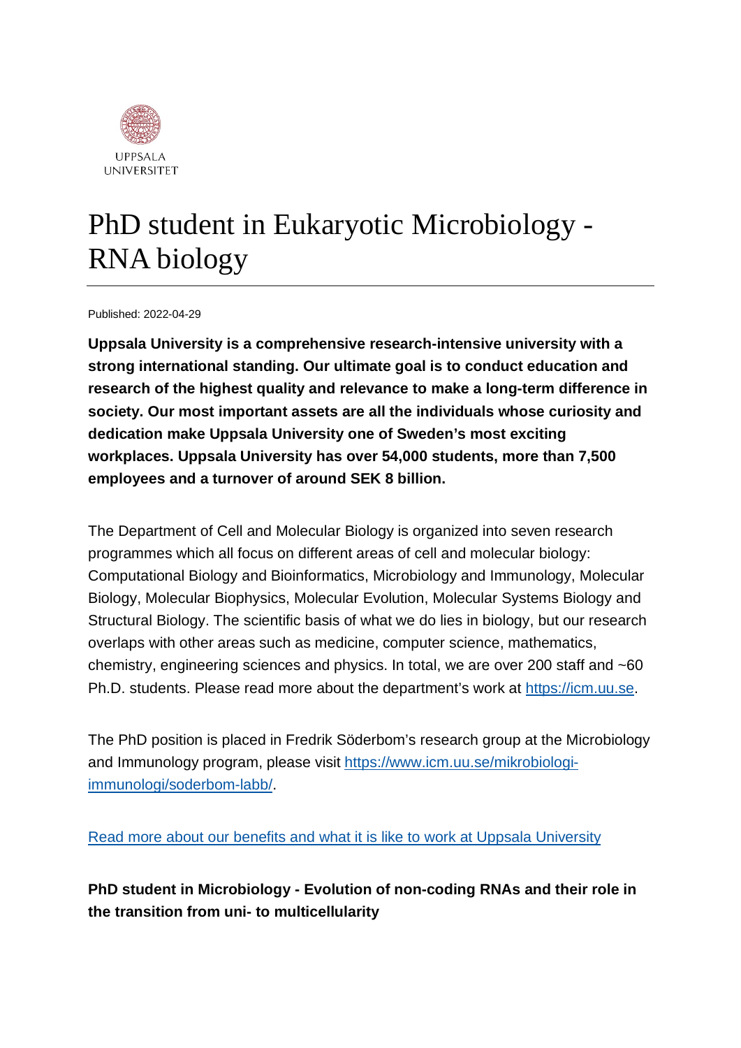UPPSALA
UNIVERSITET

# PhD student in Eukaryotic Microbiology - RNA biology

Published: 2022-04-29

**Uppsala University is a comprehensive research-intensive university with a strong international standing. Our ultimate goal is to conduct education and research of the highest quality and relevance to make a long-term difference in society. Our most important assets are all the individuals whose curiosity and dedication make Uppsala University one of Sweden's most exciting workplaces. Uppsala University has over 54,000 students, more than 7,500 employees and a turnover of around SEK 8 billion.**

The Department of Cell and Molecular Biology is organized into seven research programmes which all focus on different areas of cell and molecular biology: Computational Biology and Bioinformatics, Microbiology and Immunology, Molecular Biology, Molecular Biophysics, Molecular Evolution, Molecular Systems Biology and Structural Biology. The scientific basis of what we do lies in biology, but our research overlaps with other areas such as medicine, computer science, mathematics, chemistry, engineering sciences and physics. In total, we are over 200 staff and ~60 Ph.D. students. Please read more about the department's work at [https://icm.uu.se](https://icm.uu.se).

The PhD position is placed in Fredrik Söderbom's research group at the Microbiology and Immunology program, please visit [https://www.icm.uu.se/mikrobiologi-immunologi/soderbom-labb/](https://www.icm.uu.se/mikrobiologi-immunologi/soderbom-labb/).

[Read more about our benefits and what it is like to work at Uppsala University]()

**PhD student in Microbiology - Evolution of non-coding RNAs and their role in the transition from uni- to multicellularity**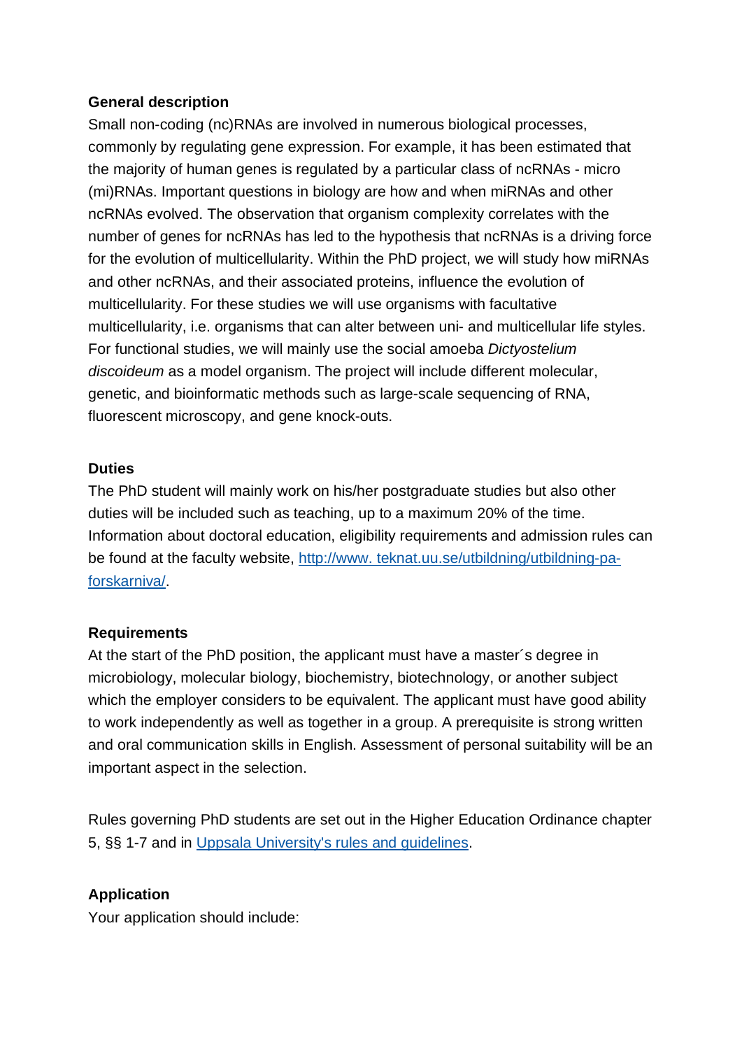**General description**

Small non-coding (nc)RNAs are involved in numerous biological processes, commonly by regulating gene expression. For example, it has been estimated that the majority of human genes is regulated by a particular class of ncRNAs - micro (mi)RNAs. Important questions in biology are how and when miRNAs and other ncRNAs evolved. The observation that organism complexity correlates with the number of genes for ncRNAs has led to the hypothesis that ncRNAs is a driving force for the evolution of multicellularity. Within the PhD project, we will study how miRNAs and other ncRNAs, and their associated proteins, influence the evolution of multicellularity. For these studies we will use organisms with facultative multicellularity, i.e. organisms that can alter between uni- and multicellular life styles. For functional studies, we will mainly use the social amoeba *Dictyostelium discoideum* as a model organism. The project will include different molecular, genetic, and bioinformatic methods such as large-scale sequencing of RNA, fluorescent microscopy, and gene knock-outs.

**Duties**

The PhD student will mainly work on his/her postgraduate studies but also other duties will be included such as teaching, up to a maximum 20% of the time. Information about doctoral education, eligibility requirements and admission rules can be found at the faculty website, [http://www. teknat.uu.se/utbildning/utbildning-pa-forskarniva/](http://www.teknat.uu.se/utbildning/utbildning-pa-forskarniva/).

**Requirements**

At the start of the PhD position, the applicant must have a master´s degree in microbiology, molecular biology, biochemistry, biotechnology, or another subject which the employer considers to be equivalent. The applicant must have good ability to work independently as well as together in a group. A prerequisite is strong written and oral communication skills in English. Assessment of personal suitability will be an important aspect in the selection.

Rules governing PhD students are set out in the Higher Education Ordinance chapter 5, §§ 1-7 and in Uppsala University's rules and guidelines.

**Application**

Your application should include: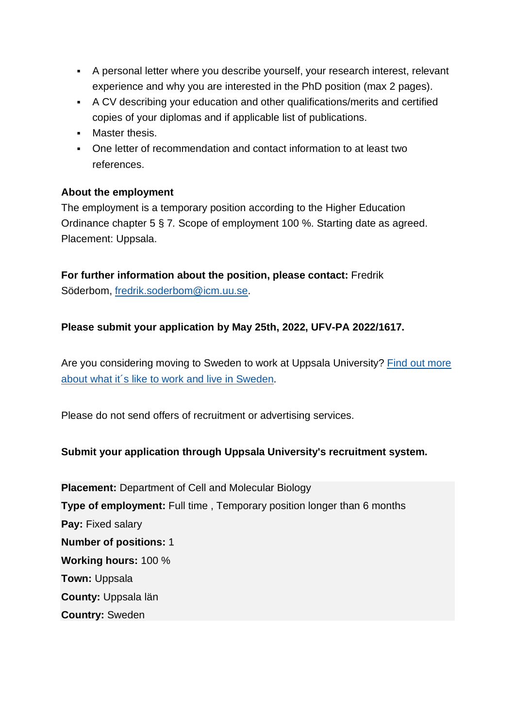- A personal letter where you describe yourself, your research interest, relevant experience and why you are interested in the PhD position (max 2 pages).
- A CV describing your education and other qualifications/merits and certified copies of your diplomas and if applicable list of publications.
- Master thesis.
- One letter of recommendation and contact information to at least two references.

**About the employment**
The employment is a temporary position according to the Higher Education Ordinance chapter 5 § 7. Scope of employment 100 %. Starting date as agreed. Placement: Uppsala.

**For further information about the position, please contact:** Fredrik Söderbom, [fredrik.soderbom@icm.uu.se](mailto:fredrik.soderbom@icm.uu.se).

**Please submit your application by May 25th, 2022, UFV-PA 2022/1617.**

Are you considering moving to Sweden to work at Uppsala University? [Find out more about what it´s like to work and live in Sweden](#).

Please do not send offers of recruitment or advertising services.

**Submit your application through Uppsala University's recruitment system.**

**Placement:** Department of Cell and Molecular Biology
**Type of employment:** Full time , Temporary position longer than 6 months
**Pay:** Fixed salary
**Number of positions:** 1
**Working hours:** 100 %
**Town:** Uppsala
**County:** Uppsala län
**Country:** Sweden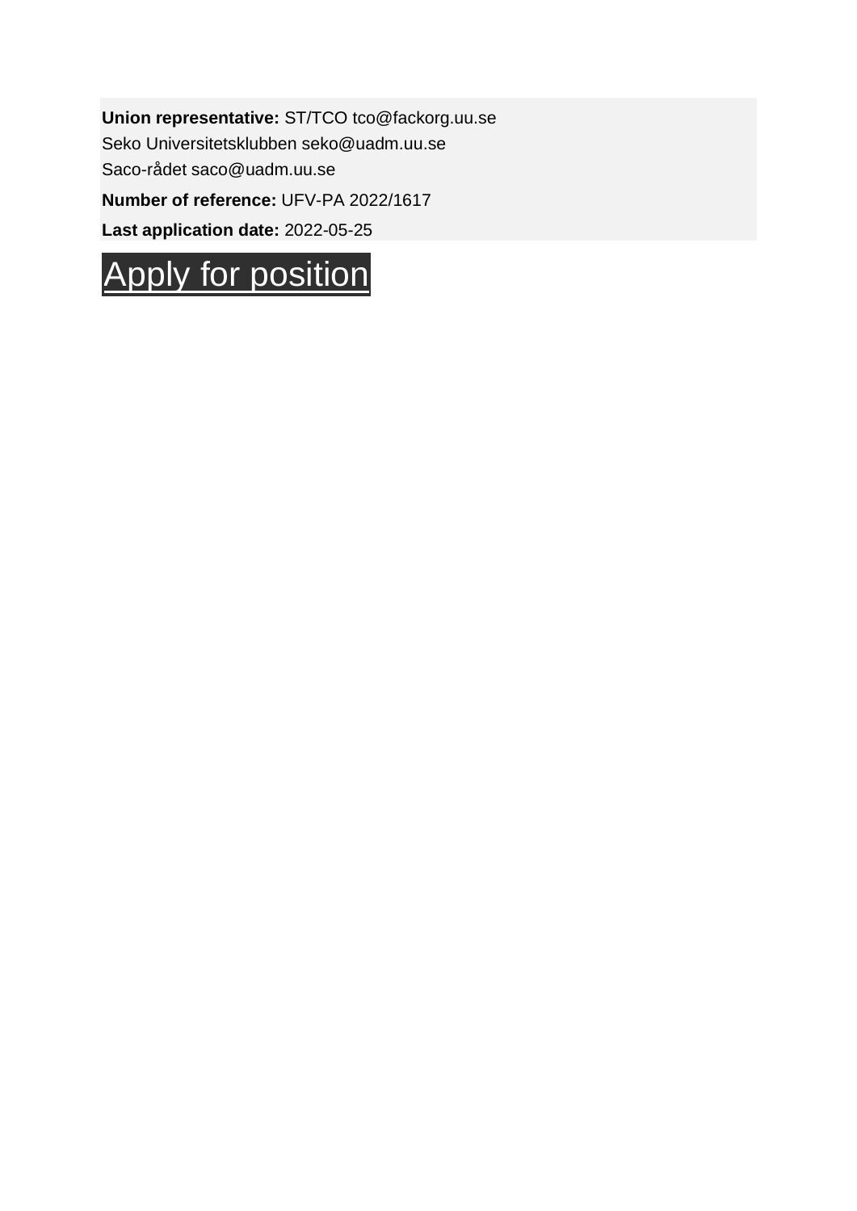**Union representative:** ST/TCO tco@fackorg.uu.se
Seko Universitetsklubben seko@uadm.uu.se
Saco-rådet saco@uadm.uu.se

**Number of reference:** UFV-PA 2022/1617

**Last application date:** 2022-05-25

Apply for position